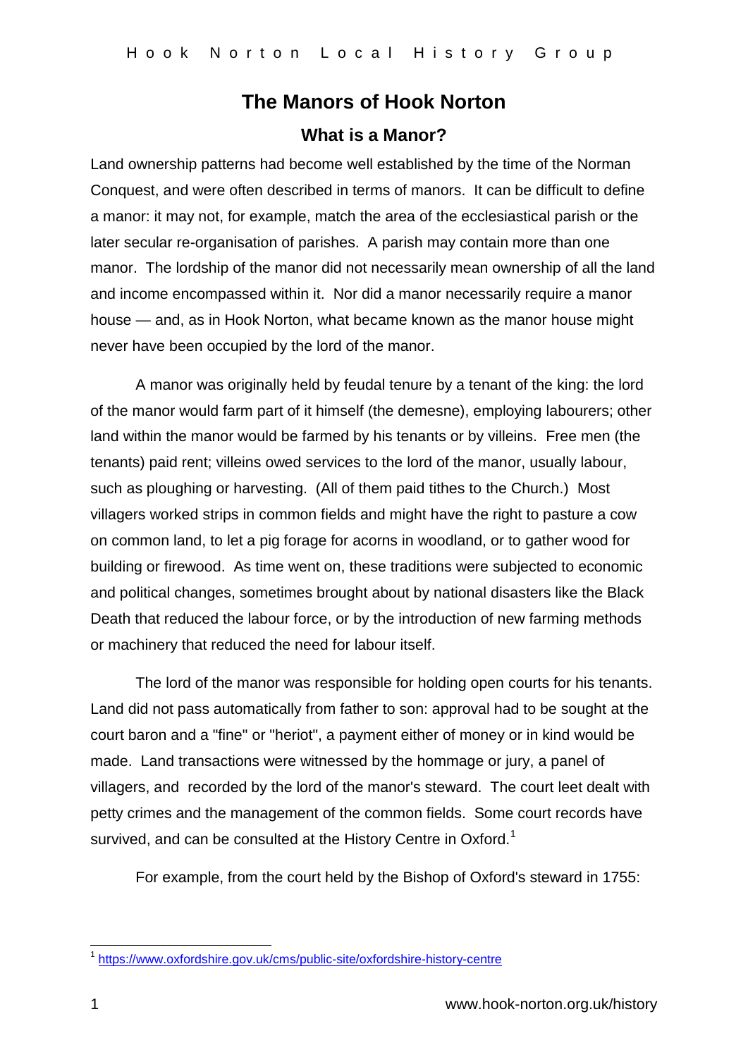# The Manors of Hook Norton

## What is a Manor?

Land ownership patterns had become well established by the time of the Norman Conquest, and were often described in terms of manors. It can be difficult to define a manor: it may not, for example, match the area of the ecclesiastical parish or the later secular re-organisation of parishes. A parish may contain more than one manor. The lordship of the manor did not necessarily mean ownership of all the land and income encompassed within it. Nor did a manor necessarily require a manor house — and, as in Hook Norton, what became known as the manor house might never have been occupied by the lord of the manor.

A manor was originally held by feudal tenure by a tenant of the king: the lord of the manor would farm part of it himself (the demesne), employing labourers; other land within the manor would be farmed by his tenants or by villeins. Free men (the tenants) paid rent; villeins owed services to the lord of the manor, usually labour, such as ploughing or harvesting. (All of them paid tithes to the Church.) Most villagers worked strips in common fields and might have the right to pasture a cow on common land, to let a pig forage for acorns in woodland, or to gather wood for building or firewood. As time went on, these traditions were subjected to economic and political changes, sometimes brought about by national disasters like the Black Death that reduced the labour force, or by the introduction of new farming methods or machinery that reduced the need for labour itself.

The lord of the manor was responsible for holding open courts for his tenants. Land did not pass automatically from father to son: approval had to be sought at the court baron and a "fine" or "heriot", a payment either of money or in kind would be made. Land transactions were witnessed by the hommage or jury, a panel of villagers, and recorded by the lord of the manor's steward. The court leet dealt with petty crimes and the management of the common fields. Some court records have survived, and can be consulted at the History Centre in Oxford.[1]

For example, from the court held by the Bishop of Oxford's steward in 1755:

---

[1] https://www.oxfordshire.gov.uk/cms/public-site/oxfordshire-history-centre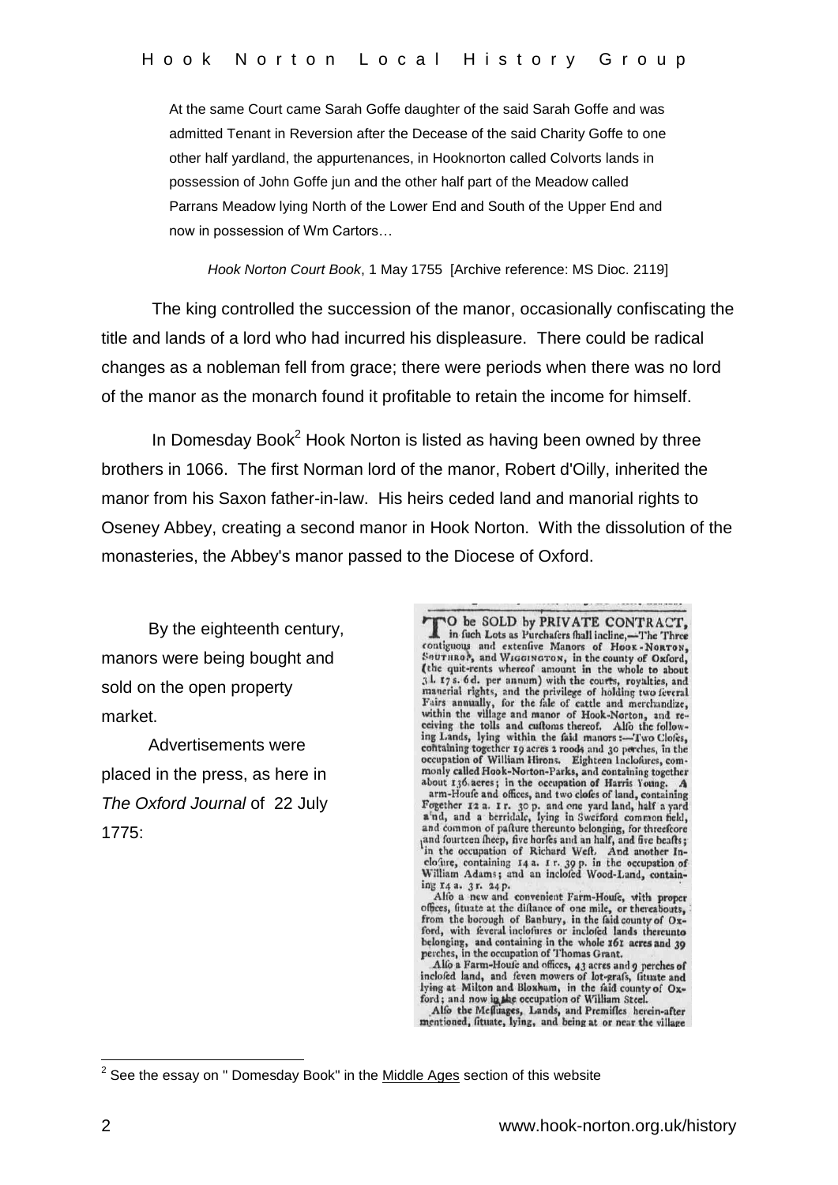> At the same Court came Sarah Goffe daughter of the said Sarah Goffe and was admitted Tenant in Reversion after the Decease of the said Charity Goffe to one other half yardland, the appurtenances, in Hooknorton called Colvorts lands in possession of John Goffe jun and the other half part of the Meadow called Parrans Meadow lying North of the Lower End and South of the Upper End and now in possession of Wm Cartors…
>
> *Hook Norton Court Book*, 1 May 1755 [Archive reference: MS Dioc. 2119]

The king controlled the succession of the manor, occasionally confiscating the title and lands of a lord who had incurred his displeasure. There could be radical changes as a nobleman fell from grace; there were periods when there was no lord of the manor as the monarch found it profitable to retain the income for himself.

In Domesday Book[2] Hook Norton is listed as having been owned by three brothers in 1066. The first Norman lord of the manor, Robert d'Oilly, inherited the manor from his Saxon father-in-law. His heirs ceded land and manorial rights to Oseney Abbey, creating a second manor in Hook Norton. With the dissolution of the monasteries, the Abbey's manor passed to the Diocese of Oxford.

By the eighteenth century, manors were being bought and sold on the open property market.

Advertisements were placed in the press, as here in *The Oxford Journal* of 22 July 1775:

> TO be SOLD by PRIVATE CONTRACT, in fuch Lots as Purchafers fhall incline,—The Three contiguous and extenfive Manors of HOOK-NORTON, SOUTHROP, and WIGGINGTON, in the county of Oxford, (the quit-rents whereof amount in the whole to about 3l. 17s. 6d. per annum) with the courts, royalties, and manerial rights, and the privilege of holding two feveral Fairs annually, for the fale of cattle and merchandize, within the village and manor of Hook-Norton, and receiving the tolls and cuftoms thereof. Alfo the following Lands, lying within the faid manors:—Two Clofes, containing together 19 acres 2 roods and 30 perches, in the occupation of William Hirons. Eighteen Inclofures, commonly called Hook-Norton-Parks, and containing together about 136 acres; in the occupation of Harris Young. A Farm-Houfe and offices, and two clofes of land, containing together 12 a. 1 r. 30 p. and one yard land, half a yard land, and a berridale, lying in Swerford common field, and common of pafture thereunto belonging, for threefcore and fourteen fheep, five horfes and an half, and five beafts; in the occupation of Richard Weft. And another Inclofure, containing 14 a. 1 r. 39 p. in the occupation of William Adams; and an inclofed Wood-Land, containing 14 a. 3 r. 24 p.
>
> Alfo a new and convenient Farm-Houfe, with proper offices, fituate at the diftance of one mile, or thereabouts, from the borough of Banbury, in the faid county of Oxford, with feveral inclofures or inclofed lands thereunto belonging, and containing in the whole 161 acres and 39 perches, in the occupation of Thomas Grant.
>
> Alfo a Farm-Houfe and offices, 43 acres and 9 perches of inclofed land, and feven mowers of lot-grafs, fituate and lying at Milton and Bloxham, in the faid county of Oxford; and now in the occupation of William Steel.
>
> Alfo the Meffuages, Lands, and Premifles herein-after mentioned, fituate, lying, and being at or near the village

---

[2] See the essay on " Domesday Book" in the Middle Ages section of this website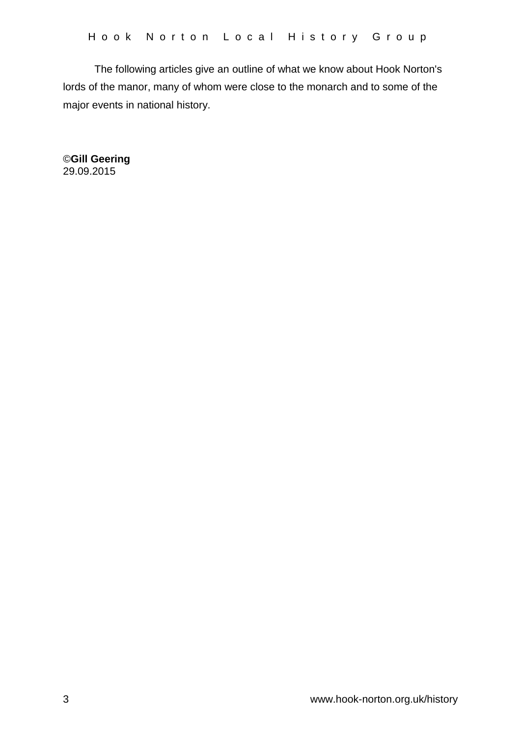The following articles give an outline of what we know about Hook Norton's lords of the manor, many of whom were close to the monarch and to some of the major events in national history.

©**Gill Geering**
29.09.2015